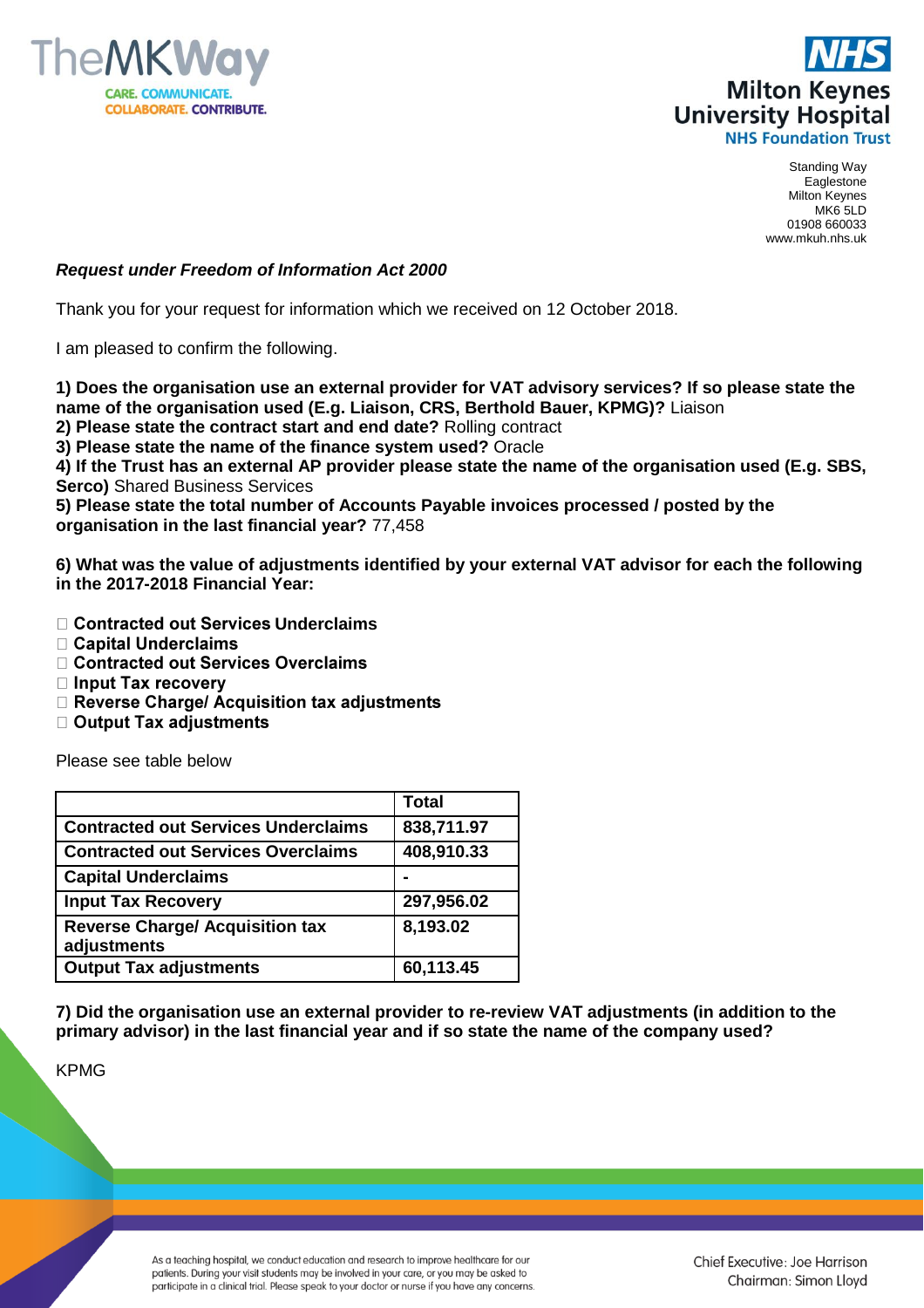TheMKWay
CARE. COMMUNICATE.
COLLABORATE. CONTRIBUTE.

NHS
Milton Keynes
University Hospital
NHS Foundation Trust

Standing Way
Eaglestone
Milton Keynes
MK6 5LD
01908 660033
www.mkuh.nhs.uk

***Request under Freedom of Information Act 2000***

Thank you for your request for information which we received on 12 October 2018.

I am pleased to confirm the following.

**1) Does the organisation use an external provider for VAT advisory services? If so please state the name of the organisation used (E.g. Liaison, CRS, Berthold Bauer, KPMG)?** Liaison
**2) Please state the contract start and end date?** Rolling contract
**3) Please state the name of the finance system used?** Oracle
**4) If the Trust has an external AP provider please state the name of the organisation used (E.g. SBS, Serco)** Shared Business Services
**5) Please state the total number of Accounts Payable invoices processed / posted by the organisation in the last financial year?** 77,458

**6) What was the value of adjustments identified by your external VAT advisor for each the following in the 2017-2018 Financial Year:**

- **Contracted out Services Underclaims**
- **Capital Underclaims**
- **Contracted out Services Overclaims**
- **Input Tax recovery**
- **Reverse Charge/ Acquisition tax adjustments**
- **Output Tax adjustments**

Please see table below

| | **Total** |
|---|---|
| **Contracted out Services Underclaims** | **838,711.97** |
| **Contracted out Services Overclaims** | **408,910.33** |
| **Capital Underclaims** | **-** |
| **Input Tax Recovery** | **297,956.02** |
| **Reverse Charge/ Acquisition tax adjustments** | **8,193.02** |
| **Output Tax adjustments** | **60,113.45** |

**7) Did the organisation use an external provider to re-review VAT adjustments (in addition to the primary advisor) in the last financial year and if so state the name of the company used?**

KPMG

As a teaching hospital, we conduct education and research to improve healthcare for our patients. During your visit students may be involved in your care, or you may be asked to participate in a clinical trial. Please speak to your doctor or nurse if you have any concerns.

Chief Executive: Joe Harrison
Chairman: Simon Lloyd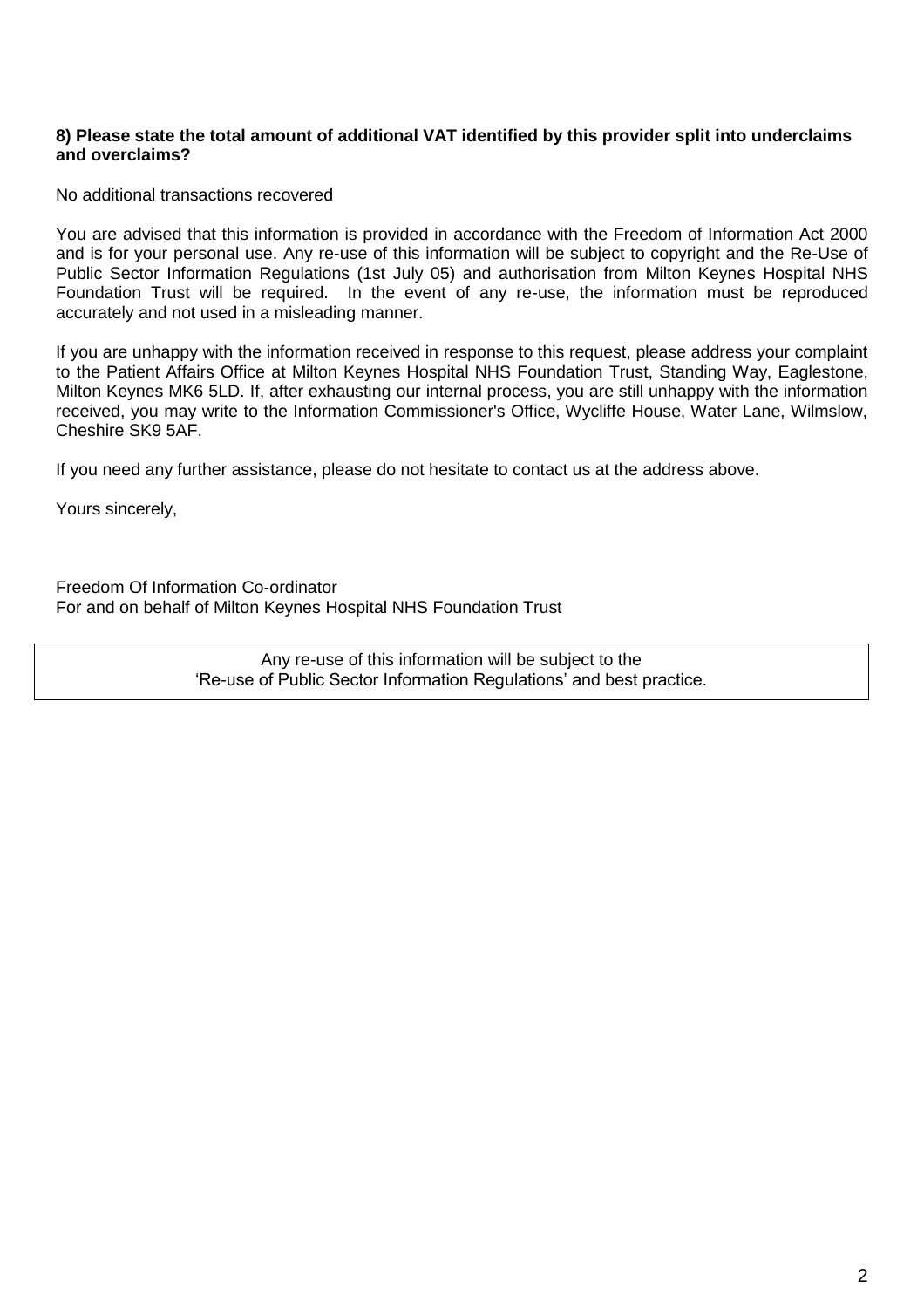**8) Please state the total amount of additional VAT identified by this provider split into underclaims and overclaims?**

No additional transactions recovered

You are advised that this information is provided in accordance with the Freedom of Information Act 2000 and is for your personal use. Any re-use of this information will be subject to copyright and the Re-Use of Public Sector Information Regulations (1st July 05) and authorisation from Milton Keynes Hospital NHS Foundation Trust will be required. In the event of any re-use, the information must be reproduced accurately and not used in a misleading manner.

If you are unhappy with the information received in response to this request, please address your complaint to the Patient Affairs Office at Milton Keynes Hospital NHS Foundation Trust, Standing Way, Eaglestone, Milton Keynes MK6 5LD. If, after exhausting our internal process, you are still unhappy with the information received, you may write to the Information Commissioner's Office, Wycliffe House, Water Lane, Wilmslow, Cheshire SK9 5AF.

If you need any further assistance, please do not hesitate to contact us at the address above.

Yours sincerely,

Freedom Of Information Co-ordinator
For and on behalf of Milton Keynes Hospital NHS Foundation Trust

Any re-use of this information will be subject to the
'Re-use of Public Sector Information Regulations' and best practice.